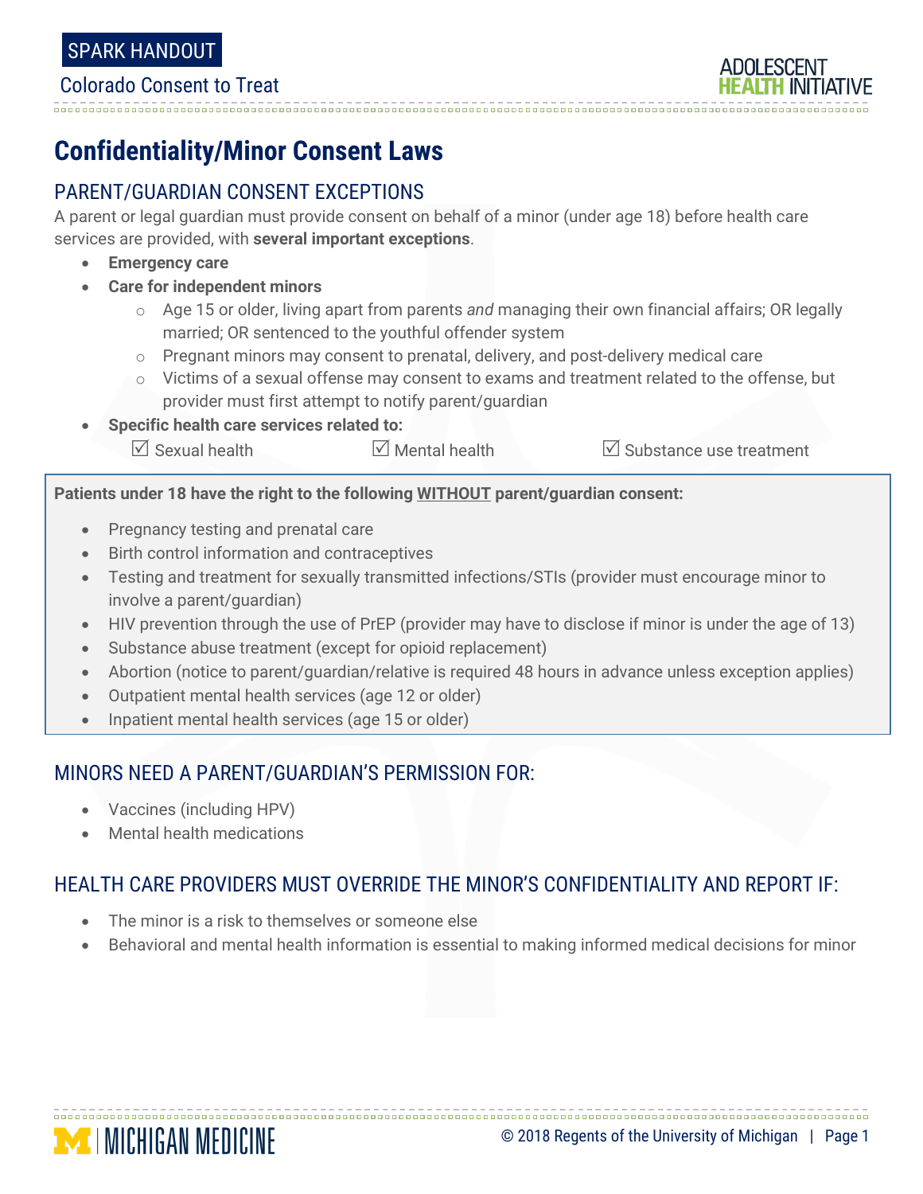SPARK HANDOUT

Colorado Consent to Treat

# Confidentiality/Minor Consent Laws

## PARENT/GUARDIAN CONSENT EXCEPTIONS

A parent or legal guardian must provide consent on behalf of a minor (under age 18) before health care services are provided, with **several important exceptions**.

- **Emergency care**
- **Care for independent minors**
  - Age 15 or older, living apart from parents *and* managing their own financial affairs; OR legally married; OR sentenced to the youthful offender system
  - Pregnant minors may consent to prenatal, delivery, and post-delivery medical care
  - Victims of a sexual offense may consent to exams and treatment related to the offense, but provider must first attempt to notify parent/guardian
- **Specific health care services related to:**
  - ☑ Sexual health
  - ☑ Mental health
  - ☑ Substance use treatment

**Patients under 18 have the right to the following WITHOUT parent/guardian consent:**

- Pregnancy testing and prenatal care
- Birth control information and contraceptives
- Testing and treatment for sexually transmitted infections/STIs (provider must encourage minor to involve a parent/guardian)
- HIV prevention through the use of PrEP (provider may have to disclose if minor is under the age of 13)
- Substance abuse treatment (except for opioid replacement)
- Abortion (notice to parent/guardian/relative is required 48 hours in advance unless exception applies)
- Outpatient mental health services (age 12 or older)
- Inpatient mental health services (age 15 or older)

## MINORS NEED A PARENT/GUARDIAN'S PERMISSION FOR:

- Vaccines (including HPV)
- Mental health medications

## HEALTH CARE PROVIDERS MUST OVERRIDE THE MINOR'S CONFIDENTIALITY AND REPORT IF:

- The minor is a risk to themselves or someone else
- Behavioral and mental health information is essential to making informed medical decisions for minor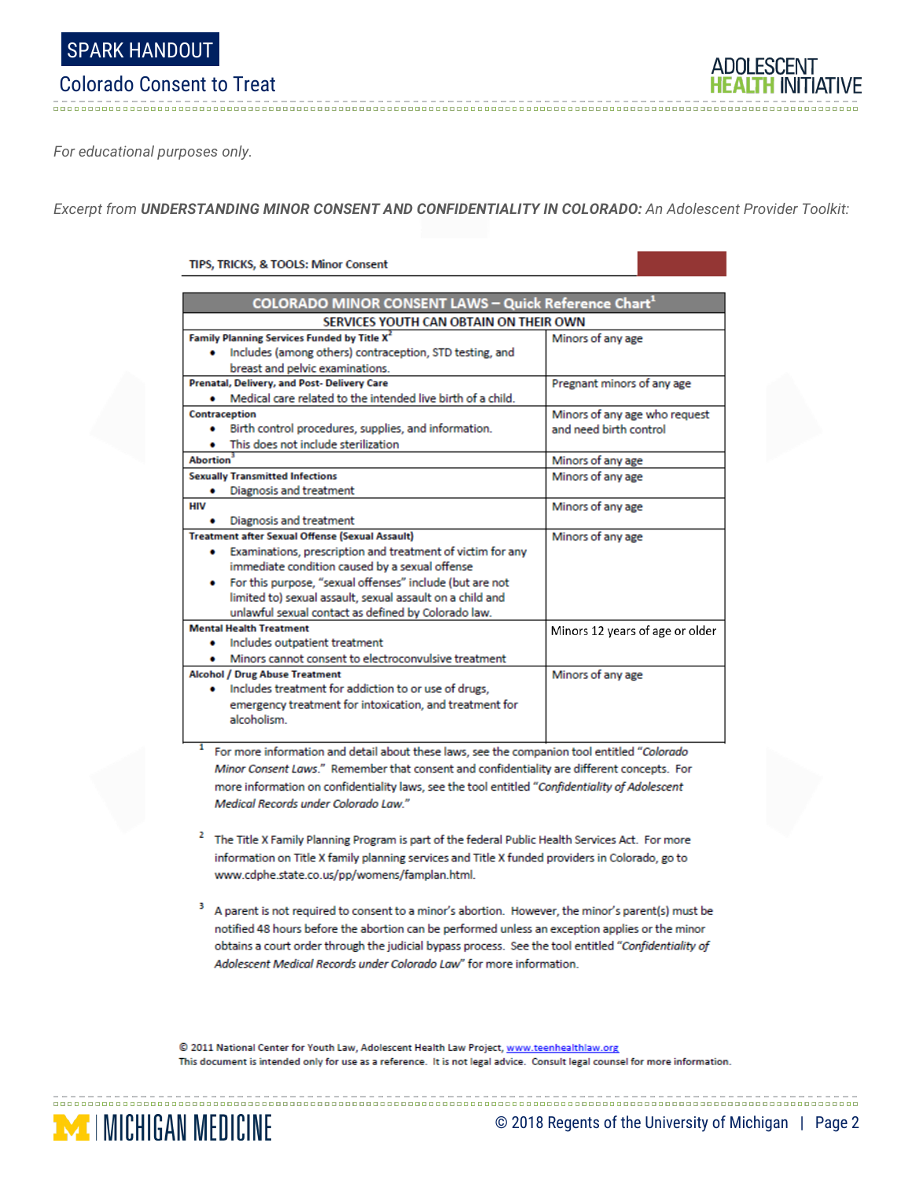For educational purposes only.

*Excerpt from* ***UNDERSTANDING MINOR CONSENT AND CONFIDENTIALITY IN COLORADO:*** *An Adolescent Provider Toolkit:*

**TIPS, TRICKS, & TOOLS: Minor Consent**

| COLORADO MINOR CONSENT LAWS – Quick Reference Chart[1] | |
|---|---|
| **SERVICES YOUTH CAN OBTAIN ON THEIR OWN** | |
| **Family Planning Services Funded by Title X[2]**<br>• Includes (among others) contraception, STD testing, and breast and pelvic examinations. | Minors of any age |
| **Prenatal, Delivery, and Post- Delivery Care**<br>• Medical care related to the intended live birth of a child. | Pregnant minors of any age |
| **Contraception**<br>• Birth control procedures, supplies, and information.<br>• This does not include sterilization | Minors of any age who request and need birth control |
| **Abortion[3]** | Minors of any age |
| **Sexually Transmitted Infections**<br>• Diagnosis and treatment | Minors of any age |
| **HIV**<br>• Diagnosis and treatment | Minors of any age |
| **Treatment after Sexual Offense (Sexual Assault)**<br>• Examinations, prescription and treatment of victim for any immediate condition caused by a sexual offense<br>• For this purpose, "sexual offenses" include (but are not limited to) sexual assault, sexual assault on a child and unlawful sexual contact as defined by Colorado law. | Minors of any age |
| **Mental Health Treatment**<br>• Includes outpatient treatment<br>• Minors cannot consent to electroconvulsive treatment | Minors 12 years of age or older |
| **Alcohol / Drug Abuse Treatment**<br>• Includes treatment for addiction to or use of drugs, emergency treatment for intoxication, and treatment for alcoholism. | Minors of any age |

[1] For more information and detail about these laws, see the companion tool entitled *"Colorado Minor Consent Laws."* Remember that consent and confidentiality are different concepts. For more information on confidentiality laws, see the tool entitled *"Confidentiality of Adolescent Medical Records under Colorado Law."*

[2] The Title X Family Planning Program is part of the federal Public Health Services Act. For more information on Title X family planning services and Title X funded providers in Colorado, go to www.cdphe.state.co.us/pp/womens/famplan.html.

[3] A parent is not required to consent to a minor's abortion. However, the minor's parent(s) must be notified 48 hours before the abortion can be performed unless an exception applies or the minor obtains a court order through the judicial bypass process. See the tool entitled *"Confidentiality of Adolescent Medical Records under Colorado Law"* for more information.

© 2011 National Center for Youth Law, Adolescent Health Law Project, www.teenhealthlaw.org
This document is intended only for use as a reference. It is not legal advice. Consult legal counsel for more information.